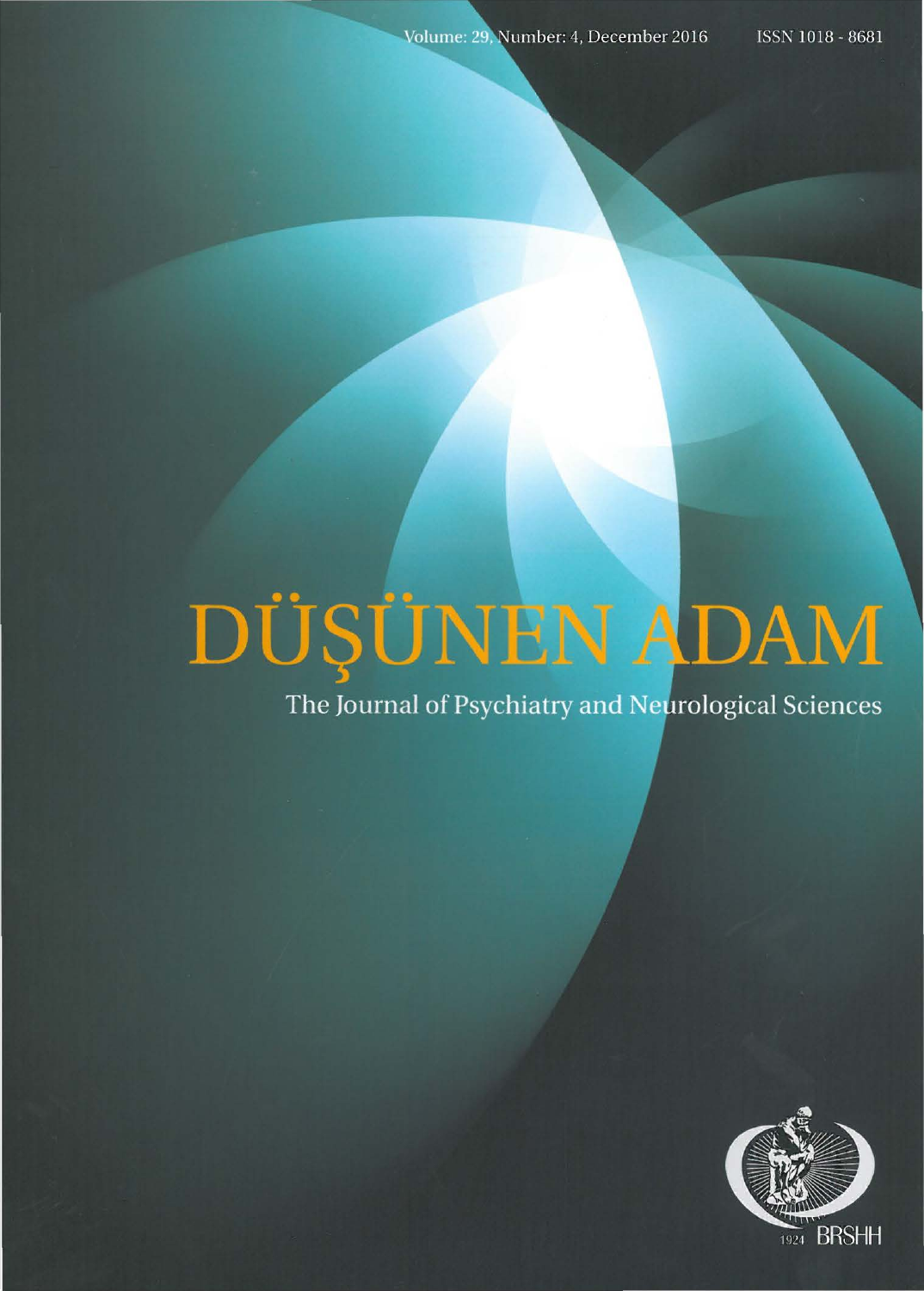Volume: 29, Number: 4, December 2016

ISSN 1018 - 8681

# DÜŞÜNEN ADAM

The Journal of Psychiatry and Neurological Sciences

1924 BRSHH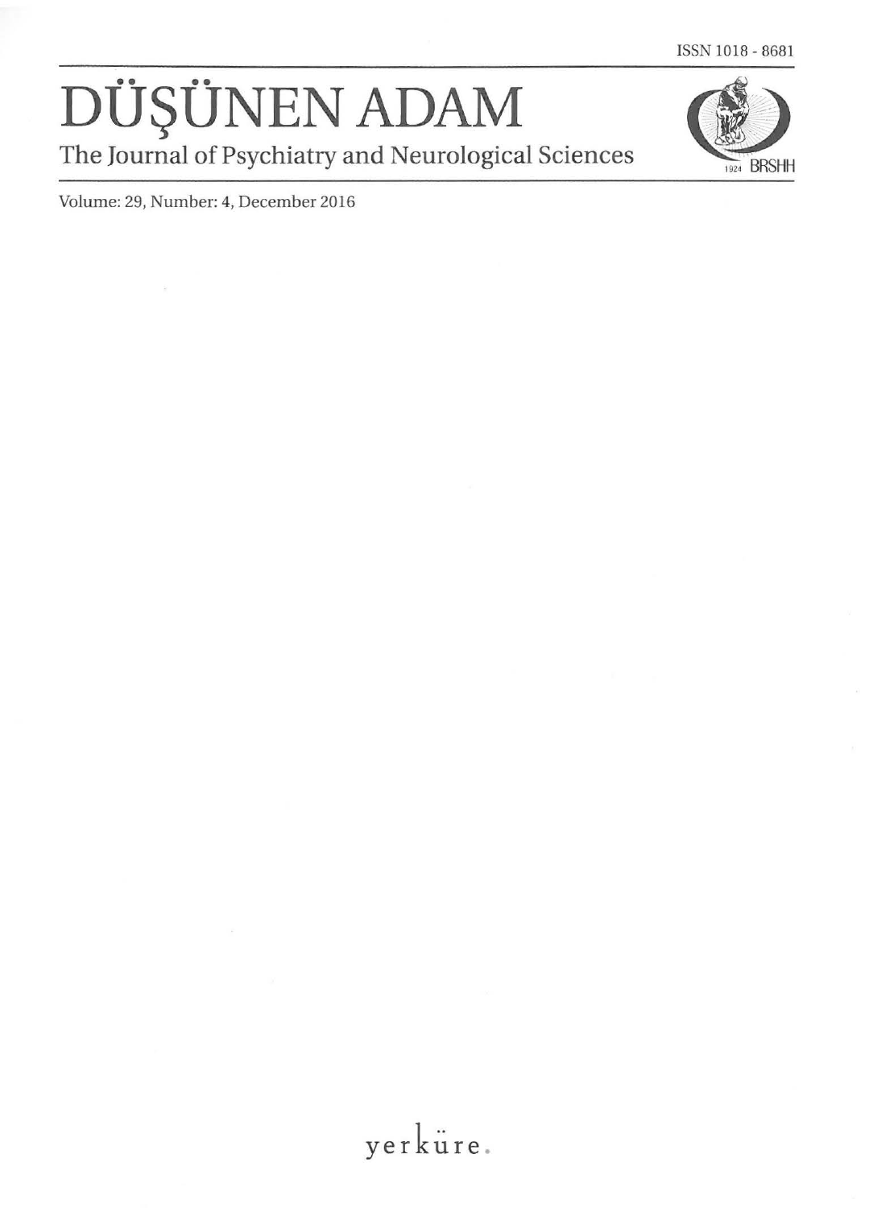ISSN 1018 - 8681

# DÜŞÜNEN ADAM

The Journal of Psychiatry and Neurological Sciences

1924 BRSHH

Volume: 29, Number: 4, December 2016

yerküre.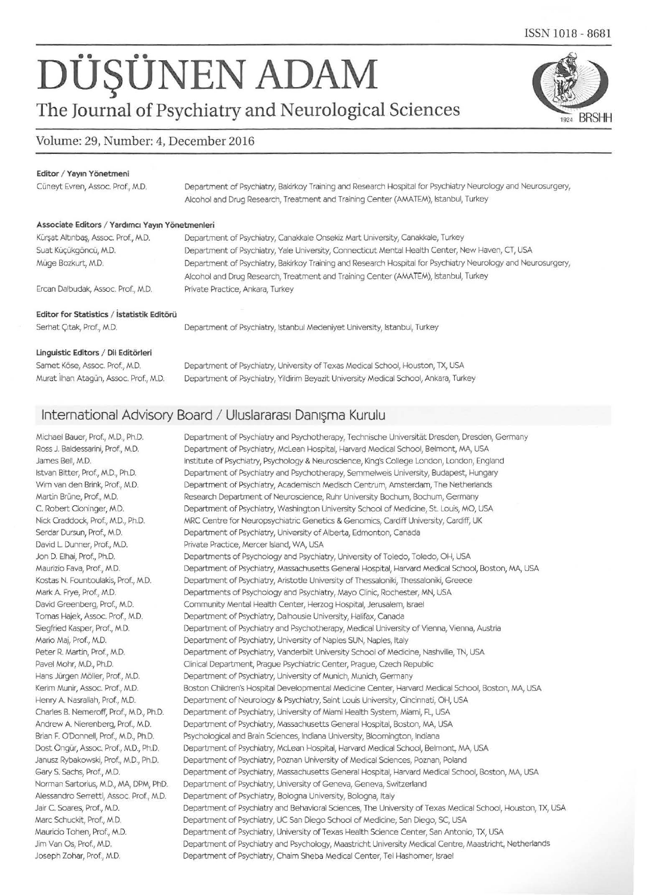ISSN 1018 - 8681

# DÜŞÜNEN ADAM

## The Journal of Psychiatry and Neurological Sciences

Volume: 29, Number: 4, December 2016

**Editor / Yayın Yönetmeni**

| | |
|---|---|
| Cüneyt Evren, Assoc. Prof., M.D. | Department of Psychiatry, Bakirkoy Training and Research Hospital for Psychiatry Neurology and Neurosurgery, Alcohol and Drug Research, Treatment and Training Center (AMATEM), Istanbul, Turkey |

**Associate Editors / Yardımcı Yayın Yönetmenleri**

| | |
|---|---|
| Kürşat Altınbaş, Assoc. Prof., M.D. | Department of Psychiatry, Canakkale Onsekiz Mart University, Canakkale, Turkey |
| Suat Küçükgöncü, M.D. | Department of Psychiatry, Yale University, Connecticut Mental Health Center, New Haven, CT, USA |
| Müge Bozkurt, M.D. | Department of Psychiatry, Bakirkoy Training and Research Hospital for Psychiatry Neurology and Neurosurgery, Alcohol and Drug Research, Treatment and Training Center (AMATEM), Istanbul, Turkey |
| Ercan Dalbudak, Assoc. Prof., M.D. | Private Practice, Ankara, Turkey |

**Editor for Statistics / İstatistik Editörü**

| | |
|---|---|
| Serhat Çıtak, Prof., M.D. | Department of Psychiatry, Istanbul Medeniyet University, Istanbul, Turkey |

**Linguistic Editors / Dil Editörleri**

| | |
|---|---|
| Samet Köse, Assoc. Prof., M.D. | Department of Psychiatry, University of Texas Medical School, Houston, TX, USA |
| Murat İlhan Atagün, Assoc. Prof., M.D. | Department of Psychiatry, Yildirim Beyazit University Medical School, Ankara, Turkey |

## International Advisory Board / Uluslararası Danışma Kurulu

| | |
|---|---|
| Michael Bauer, Prof., M.D., Ph.D. | Department of Psychiatry and Psychotherapy, Technische Universität Dresden, Dresden, Germany |
| Ross J. Baldessarini, Prof., M.D. | Department of Psychiatry, McLean Hospital, Harvard Medical School, Belmont, MA, USA |
| James Bell, M.D. | Institute of Psychiatry, Psychology & Neuroscience, King's College London, London, England |
| Istvan Bitter, Prof., M.D., Ph.D. | Department of Psychiatry and Psychotherapy, Semmelweis University, Budapest, Hungary |
| Wim van den Brink, Prof., M.D. | Department of Psychiatry, Academisch Medisch Centrum, Amsterdam, The Netherlands |
| Martin Brüne, Prof., M.D. | Research Department of Neuroscience, Ruhr University Bochum, Bochum, Germany |
| C. Robert Cloninger, M.D. | Department of Psychiatry, Washington University School of Medicine, St. Louis, MO, USA |
| Nick Craddock, Prof., M.D., Ph.D. | MRC Centre for Neuropsychiatric Genetics & Genomics, Cardiff University, Cardiff, UK |
| Serdar Dursun, Prof., M.D. | Department of Psychiatry, University of Alberta, Edmonton, Canada |
| David L. Dunner, Prof., M.D. | Private Practice, Mercer Island, WA, USA |
| Jon D. Elhai, Prof., Ph.D. | Departments of Psychology and Psychiatry, University of Toledo, Toledo, OH, USA |
| Maurizio Fava, Prof., M.D. | Department of Psychiatry, Massachusetts General Hospital, Harvard Medical School, Boston, MA, USA |
| Kostas N. Fountoulakis, Prof., M.D. | Department of Psychiatry, Aristotle University of Thessaloniki, Thessaloniki, Greece |
| Mark A. Frye, Prof., M.D. | Departments of Psychology and Psychiatry, Mayo Clinic, Rochester, MN, USA |
| David Greenberg, Prof., M.D. | Community Mental Health Center, Herzog Hospital, Jerusalem, Israel |
| Tomas Hajek, Assoc. Prof., M.D. | Department of Psychiatry, Dalhousie University, Halifax, Canada |
| Siegfried Kasper, Prof., M.D. | Department of Psychiatry and Psychotherapy, Medical University of Vienna, Vienna, Austria |
| Mario Maj, Prof., M.D. | Department of Psychiatry, University of Naples SUN, Naples, Italy |
| Peter R. Martin, Prof., M.D. | Department of Psychiatry, Vanderbilt University School of Medicine, Nashville, TN, USA |
| Pavel Mohr, M.D., Ph.D. | Clinical Department, Prague Psychiatric Center, Prague, Czech Republic |
| Hans Jürgen Möller, Prof., M.D. | Department of Psychiatry, University of Munich, Munich, Germany |
| Kerim Munir, Assoc. Prof., M.D. | Boston Children's Hospital Developmental Medicine Center, Harvard Medical School, Boston, MA, USA |
| Henry A. Nasrallah, Prof., M.D. | Department of Neurology & Psychiatry, Saint Louis University, Cincinnati, OH, USA |
| Charles B. Nemeroff, Prof., M.D., Ph.D. | Department of Psychiatry, University of Miami Health System, Miami, FL, USA |
| Andrew A. Nierenberg, Prof., M.D. | Department of Psychiatry, Massachusetts General Hospital, Boston, MA, USA |
| Brian F. O'Donnell, Prof., M.D., Ph.D. | Psychological and Brain Sciences, Indiana University, Bloomington, Indiana |
| Dost Öngür, Assoc. Prof., M.D., Ph.D. | Department of Psychiatry, McLean Hospital, Harvard Medical School, Belmont, MA, USA |
| Janusz Rybakowski, Prof., M.D., Ph.D. | Department of Psychiatry, Poznan University of Medical Sciences, Poznan, Poland |
| Gary S. Sachs, Prof., M.D. | Department of Psychiatry, Massachusetts General Hospital, Harvard Medical School, Boston, MA, USA |
| Norman Sartorius, M.D., MA, DPM, PhD. | Department of Psychiatry, University of Geneva, Geneva, Switzerland |
| Alessandro Serretti, Assoc. Prof., M.D. | Department of Psychiatry, Bologna University, Bologna, Italy |
| Jair C. Soares, Prof., M.D. | Department of Psychiatry and Behavioral Sciences, The University of Texas Medical School, Houston, TX, USA |
| Marc Schuckit, Prof., M.D. | Department of Psychiatry, UC San Diego School of Medicine, San Diego, SC, USA |
| Mauricio Tohen, Prof., M.D. | Department of Psychiatry, University of Texas Health Science Center, San Antonio, TX, USA |
| Jim Van Os, Prof., M.D. | Department of Psychiatry and Psychology, Maastricht University Medical Centre, Maastricht, Netherlands |
| Joseph Zohar, Prof., M.D. | Department of Psychiatry, Chaim Sheba Medical Center, Tel Hashomer, Israel |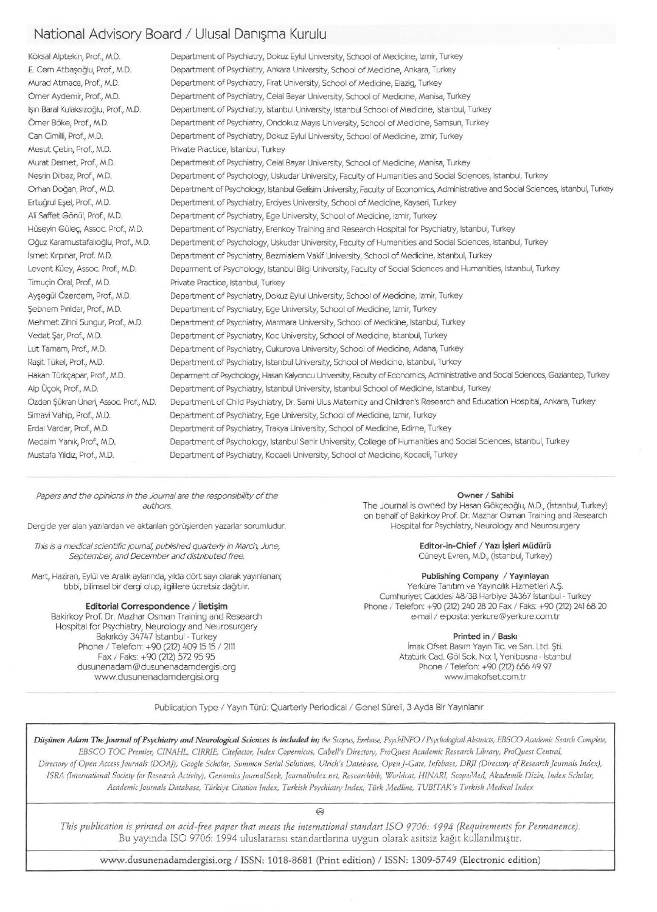## National Advisory Board / Ulusal Danışma Kurulu

| | |
|---|---|
| Köksal Alptekin, Prof., M.D. | Department of Psychiatry, Dokuz Eylul University, School of Medicine, Izmir, Turkey |
| E. Cem Atbaşoğlu, Prof., M.D. | Department of Psychiatry, Ankara University, School of Medicine, Ankara, Turkey |
| Murad Atmaca, Prof., M.D. | Department of Psychiatry, Firat University, School of Medicine, Elazig, Turkey |
| Ömer Aydemir, Prof., M.D. | Department of Psychiatry, Celal Bayar University, School of Medicine, Manisa, Turkey |
| Işın Baral Kulaksızoğlu, Prof., M.D. | Department of Psychiatry, Istanbul University, Istanbul School of Medicine, Istanbul, Turkey |
| Ömer Böke, Prof., M.D. | Department of Psychiatry, Ondokuz Mayıs University, School of Medicine, Samsun, Turkey |
| Can Cimilli, Prof., M.D. | Department of Psychiatry, Dokuz Eylul University, School of Medicine, Izmir, Turkey |
| Mesut Çetin, Prof., M.D. | Private Practice, Istanbul, Turkey |
| Murat Demet, Prof., M.D. | Department of Psychiatry, Celal Bayar University, School of Medicine, Manisa, Turkey |
| Nesrin Dilbaz, Prof., M.D. | Department of Psychology, Uskudar University, Faculty of Humanities and Social Sciences, Istanbul, Turkey |
| Orhan Doğan, Prof., M.D. | Department of Psychology, Istanbul Gelisim University, Faculty of Economics, Administrative and Social Sciences, Istanbul, Turkey |
| Ertuğrul Eşel, Prof., M.D. | Department of Psychiatry, Erciyes University, School of Medicine, Kayseri, Turkey |
| Ali Saffet Gönül, Prof., M.D. | Department of Psychiatry, Ege University, School of Medicine, Izmir, Turkey |
| Hüseyin Güleç, Assoc. Prof., M.D. | Department of Psychiatry, Erenkoy Training and Research Hospital for Psychiatry, Istanbul, Turkey |
| Oğuz Karamustafalıoğlu, Prof., M.D. | Department of Psychology, Uskudar University, Faculty of Humanities and Social Sciences, Istanbul, Turkey |
| İsmet Kırpınar, Prof. M.D. | Department of Psychiatry, Bezmialem Vakif University, School of Medicine, Istanbul, Turkey |
| Levent Küey, Assoc. Prof., M.D. | Deparment of Psychology, Istanbul Bilgi University, Faculty of Social Sciences and Humanities, Istanbul, Turkey |
| Timuçin Oral, Prof., M.D. | Private Practice, Istanbul, Turkey |
| Ayşegül Özerdem, Prof., M.D. | Department of Psychiatry, Dokuz Eylul University, School of Medicine, Izmir, Turkey |
| Şebnem Pırıldar, Prof., M.D. | Department of Psychiatry, Ege University, School of Medicine, Izmir, Turkey |
| Mehmet Zihni Sungur, Prof., M.D. | Department of Psychiatry, Marmara University, School of Medicine, Istanbul, Turkey |
| Vedat Şar, Prof., M.D. | Department of Psychiatry, Koc University, School of Medicine, Istanbul, Turkey |
| Lut Tamam, Prof., M.D. | Department of Psychiatry, Cukurova University, School of Medicine, Adana, Turkey |
| Raşit Tükel, Prof., M.D. | Department of Psychiatry, Istanbul University, School of Medicine, Istanbul, Turkey |
| Hakan Türkçapar, Prof., M.D. | Deparment of Psychology, Hasan Kalyoncu University, Faculty of Economics, Administrative and Social Sciences, Gaziantep, Turkey |
| Alp Üçok, Prof., M.D. | Department of Psychiatry, Istanbul University, Istanbul School of Medicine, Istanbul, Turkey |
| Özden Şükran Üneri, Assoc. Prof., M.D. | Department of Child Psychiatry, Dr. Sami Ulus Maternity and Children's Research and Education Hospital, Ankara, Turkey |
| Simavi Vahip, Prof., M.D. | Department of Psychiatry, Ege University, School of Medicine, Izmir, Turkey |
| Erdal Vardar, Prof., M.D. | Department of Psychiatry, Trakya University, School of Medicine, Edirne, Turkey |
| Medaim Yanık, Prof., M.D. | Department of Psychology, Istanbul Sehir University, College of Humanities and Social Sciences, Istanbul, Turkey |
| Mustafa Yıldız, Prof., M.D. | Department of Psychiatry, Kocaeli University, School of Medicine, Kocaeli, Turkey |

*Papers and the opinions in the Journal are the responsibility of the authors.*

Dergide yer alan yazılardan ve aktarılan görüşlerden yazarlar sorumludur.

*This is a medical scientific journal, published quarterly in March, June, September, and December and distributed free.*

Mart, Haziran, Eylül ve Aralık aylarında, yılda dört sayı olarak yayınlanan; tıbbi, bilimsel bir dergi olup, ilgililere ücretsiz dağıtılır.

**Editorial Correspondence / İletişim**
Bakirkoy Prof. Dr. Mazhar Osman Training and Research Hospital for Psychiatry, Neurology and Neurosurgery
Bakırköy 34747 İstanbul - Turkey
Phone / Telefon: +90 (212) 409 15 15 / 2111
Fax / Faks: +90 (212) 572 95 95
dusunenadam@dusunenadamdergisi.org
www.dusunenadamdergisi.org

**Owner / Sahibi**
The Journal is owned by Hasan Gökçeoğlu, M.D., (İstanbul, Turkey) on behalf of Bakirkoy Prof. Dr. Mazhar Osman Training and Research Hospital for Psychiatry, Neurology and Neurosurgery

**Editor-in-Chief / Yazı İşleri Müdürü**
Cüneyt Evren, M.D., (İstanbul, Turkey)

**Publishing Company / Yayınlayan**
Yerküre Tanıtım ve Yayıncılık Hizmetleri A.Ş.
Cumhuriyet Caddesi 48/3B Harbiye 34367 İstanbul - Turkey
Phone / Telefon: +90 (212) 240 28 20 Fax / Faks: +90 (212) 241 68 20
e-mail / e-posta: yerkure@yerkure.com.tr

**Printed in / Baskı**
İmak Ofset Basım Yayın Tic. ve San. Ltd. Şti.
Atatürk Cad. Göl Sok. No: 1, Yenibosna - İstanbul
Phone / Telefon: +90 (212) 656 49 97
www.imakofset.com.tr

Publication Type / Yayın Türü: Quarterly Periodical / Genel Süreli, 3 Ayda Bir Yayınlanır

***Düşünen Adam The Journal of Psychiatry and Neurological Sciences is included in;*** *the Scopus, Embase, PsychINFO / Psychological Abstracts, EBSCO Academic Search Complete, EBSCO TOC Premier, CINAHL, CIRRIE, Citefactor, Index Copernicus, Cabell's Directory, ProQuest Academic Research Library, ProQuest Central, Directory of Open Access Journals (DOAJ), Google Scholar, Summon Serial Solutions, Ulrich's Database, Open J-Gate, Infobase, DRJI (Directory of Research Journals Index), ISRA (International Society for Research Activity), Genamics JournalSeek, Journalindex.net, Researchbib, Worldcat, HINARI, ScopeMed, Akademik Dizin, Index Scholar, Academic Journals Database, Türkiye Citation Index, Turkish Psychiatry Index, Türk Medline, TUBITAK's Turkish Medical Index*

*This publication is printed on acid-free paper that meets the international standart ISO 9706: 1994 (Requirements for Permanence).*
Bu yayında ISO 9706: 1994 uluslararası standartlarına uygun olarak asitsiz kağıt kullanılmıştır.

www.dusunenadamdergisi.org / ISSN: 1018-8681 (Print edition) / ISSN: 1309-5749 (Electronic edition)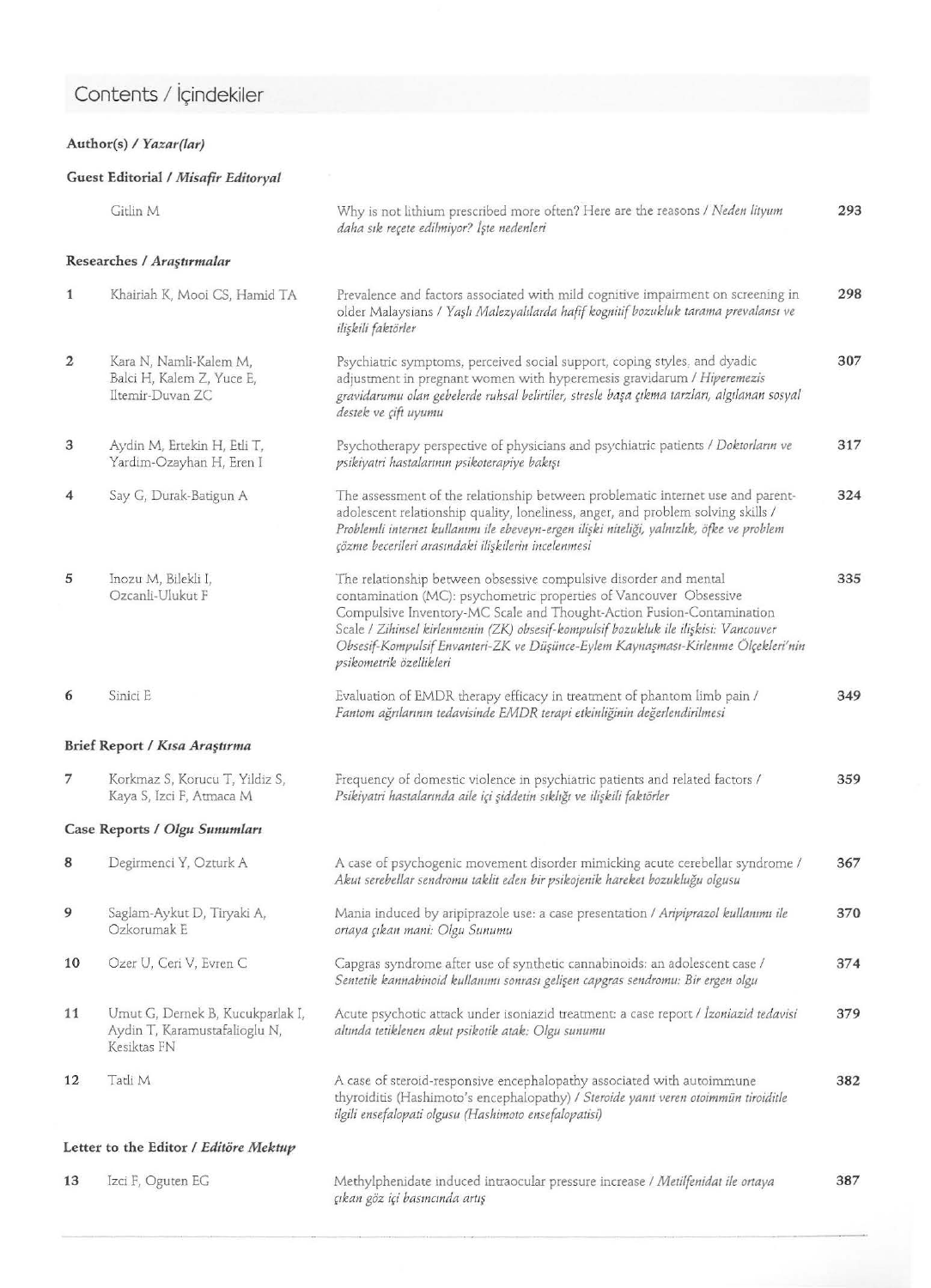# Contents / İçindekiler

**Author(s) / *Yazar(lar)***

## Guest Editorial / *Misafir Editoryal*

| | Author(s) | Title | Page |
|---|---|---|---|
| | Gitlin M | Why is not lithium prescribed more often? Here are the reasons / *Neden lityum daha sık reçete edilmiyor? İşte nedenleri* | 293 |

## Researches / *Araştırmalar*

| | Author(s) | Title | Page |
|---|---|---|---|
| 1 | Khairiah K, Mooi CS, Hamid TA | Prevalence and factors associated with mild cognitive impairment on screening in older Malaysians / *Yaşlı Malezyalılarda hafif kognitif bozukluk tarama prevalansı ve ilişkili faktörler* | 298 |
| 2 | Kara N, Namli-Kalem M, Balci H, Kalem Z, Yuce E, Iltemir-Duvan ZC | Psychiatric symptoms, perceived social support, coping styles, and dyadic adjustment in pregnant women with hyperemesis gravidarum / *Hiperemezis gravidarumu olan gebelerde ruhsal belirtiler, stresle başa çıkma tarzları, algılanan sosyal destek ve çift uyumu* | 307 |
| 3 | Aydin M, Ertekin H, Etli T, Yardim-Ozayhan H, Eren I | Psychotherapy perspective of physicians and psychiatric patients / *Doktorların ve psikiyatri hastalarının psikoterapiye bakışı* | 317 |
| 4 | Say G, Durak-Batigun A | The assessment of the relationship between problematic internet use and parent-adolescent relationship quality, loneliness, anger, and problem solving skills / *Problemli internet kullanımı ile ebeveyn-ergen ilişki niteliği, yalnızlık, öfke ve problem çözme becerileri arasındaki ilişkilerin incelenmesi* | 324 |
| 5 | Inozu M, Bilekli I, Ozcanli-Ulukut F | The relationship between obsessive compulsive disorder and mental contamination (MC): psychometric properties of Vancouver Obsessive Compulsive Inventory-MC Scale and Thought-Action Fusion-Contamination Scale / *Zihinsel kirlenmenin (ZK) obsesif-kompulsif bozukluk ile ilişkisi: Vancouver Obsesif-Kompulsif Envanteri-ZK ve Düşünce-Eylem Kaynaşması-Kirlenme Ölçekleri'nin psikometrik özellikleri* | 335 |
| 6 | Sinici E | Evaluation of EMDR therapy efficacy in treatment of phantom limb pain / *Fantom ağrılarının tedavisinde EMDR terapi etkinliğinin değerlendirilmesi* | 349 |

## Brief Report / *Kısa Araştırma*

| | Author(s) | Title | Page |
|---|---|---|---|
| 7 | Korkmaz S, Korucu T, Yildiz S, Kaya S, Izci F, Atmaca M | Frequency of domestic violence in psychiatric patients and related factors / *Psikiyatri hastalarında aile içi şiddetin sıklığı ve ilişkili faktörler* | 359 |

## Case Reports / *Olgu Sunumları*

| | Author(s) | Title | Page |
|---|---|---|---|
| 8 | Degirmenci Y, Ozturk A | A case of psychogenic movement disorder mimicking acute cerebellar syndrome / *Akut serebellar sendromu taklit eden bir psikojenik hareket bozukluğu olgusu* | 367 |
| 9 | Saglam-Aykut D, Tiryaki A, Ozkorumak E | Mania induced by aripiprazole use: a case presentation / *Aripiprazol kullanımı ile ortaya çıkan mani: Olgu Sunumu* | 370 |
| 10 | Ozer U, Ceri V, Evren C | Capgras syndrome after use of synthetic cannabinoids: an adolescent case / *Sentetik kannabinoid kullanımı sonrası gelişen capgras sendromu: Bir ergen olgu* | 374 |
| 11 | Umut G, Dernek B, Kucukparlak I, Aydin T, Karamustafalioglu N, Kesiktas FN | Acute psychotic attack under isoniazid treatment: a case report / *İzoniazid tedavisi altında tetiklenen akut psikotik atak: Olgu sunumu* | 379 |
| 12 | Tatli M | A case of steroid-responsive encephalopathy associated with autoimmune thyroiditis (Hashimoto's encephalopathy) / *Steroide yanıt veren otoimmün tiroiditle ilgili ensefalopati olgusu (Hashimoto ensefalopatisi)* | 382 |

## Letter to the Editor / *Editöre Mektup*

| | Author(s) | Title | Page |
|---|---|---|---|
| 13 | Izci F, Oguten EG | Methylphenidate induced intraocular pressure increase / *Metilfenidat ile ortaya çıkan göz içi basıncında artış* | 387 |